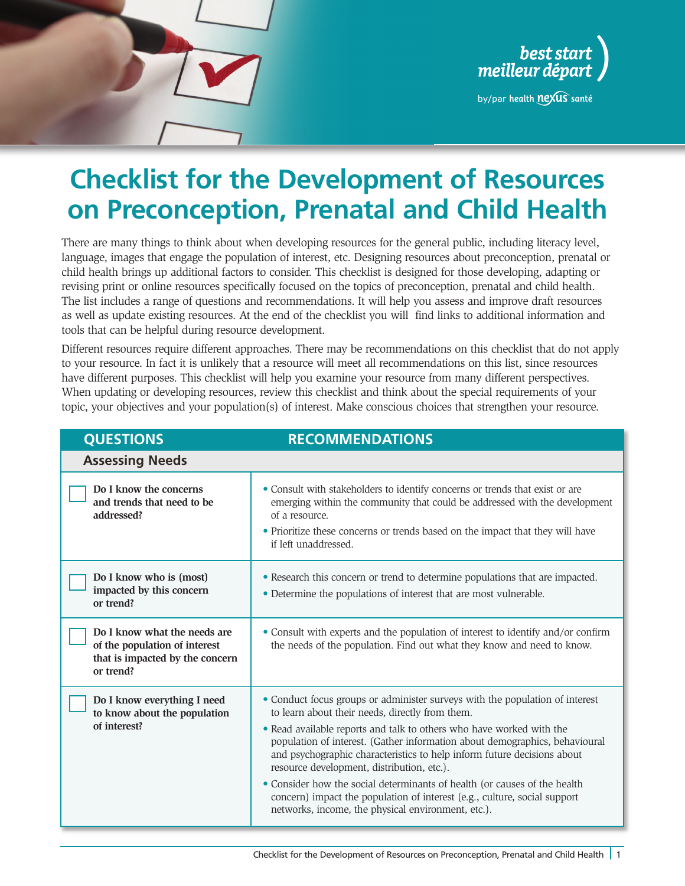best start
meilleur départ
by/par health nexus santé

# Checklist for the Development of Resources on Preconception, Prenatal and Child Health

There are many things to think about when developing resources for the general public, including literacy level, language, images that engage the population of interest, etc. Designing resources about preconception, prenatal or child health brings up additional factors to consider. This checklist is designed for those developing, adapting or revising print or online resources specifically focused on the topics of preconception, prenatal and child health. The list includes a range of questions and recommendations. It will help you assess and improve draft resources as well as update existing resources. At the end of the checklist you will find links to additional information and tools that can be helpful during resource development.

Different resources require different approaches. There may be recommendations on this checklist that do not apply to your resource. In fact it is unlikely that a resource will meet all recommendations on this list, since resources have different purposes. This checklist will help you examine your resource from many different perspectives. When updating or developing resources, review this checklist and think about the special requirements of your topic, your objectives and your population(s) of interest. Make conscious choices that strengthen your resource.

| QUESTIONS | RECOMMENDATIONS |
|---|---|
| **Assessing Needs** | |
| ☐ **Do I know the concerns and trends that need to be addressed?** | • Consult with stakeholders to identify concerns or trends that exist or are emerging within the community that could be addressed with the development of a resource.<br>• Prioritize these concerns or trends based on the impact that they will have if left unaddressed. |
| ☐ **Do I know who is (most) impacted by this concern or trend?** | • Research this concern or trend to determine populations that are impacted.<br>• Determine the populations of interest that are most vulnerable. |
| ☐ **Do I know what the needs are of the population of interest that is impacted by the concern or trend?** | • Consult with experts and the population of interest to identify and/or confirm the needs of the population. Find out what they know and need to know. |
| ☐ **Do I know everything I need to know about the population of interest?** | • Conduct focus groups or administer surveys with the population of interest to learn about their needs, directly from them.<br>• Read available reports and talk to others who have worked with the population of interest. (Gather information about demographics, behavioural and psychographic characteristics to help inform future decisions about resource development, distribution, etc.).<br>• Consider how the social determinants of health (or causes of the health concern) impact the population of interest (e.g., culture, social support networks, income, the physical environment, etc.). |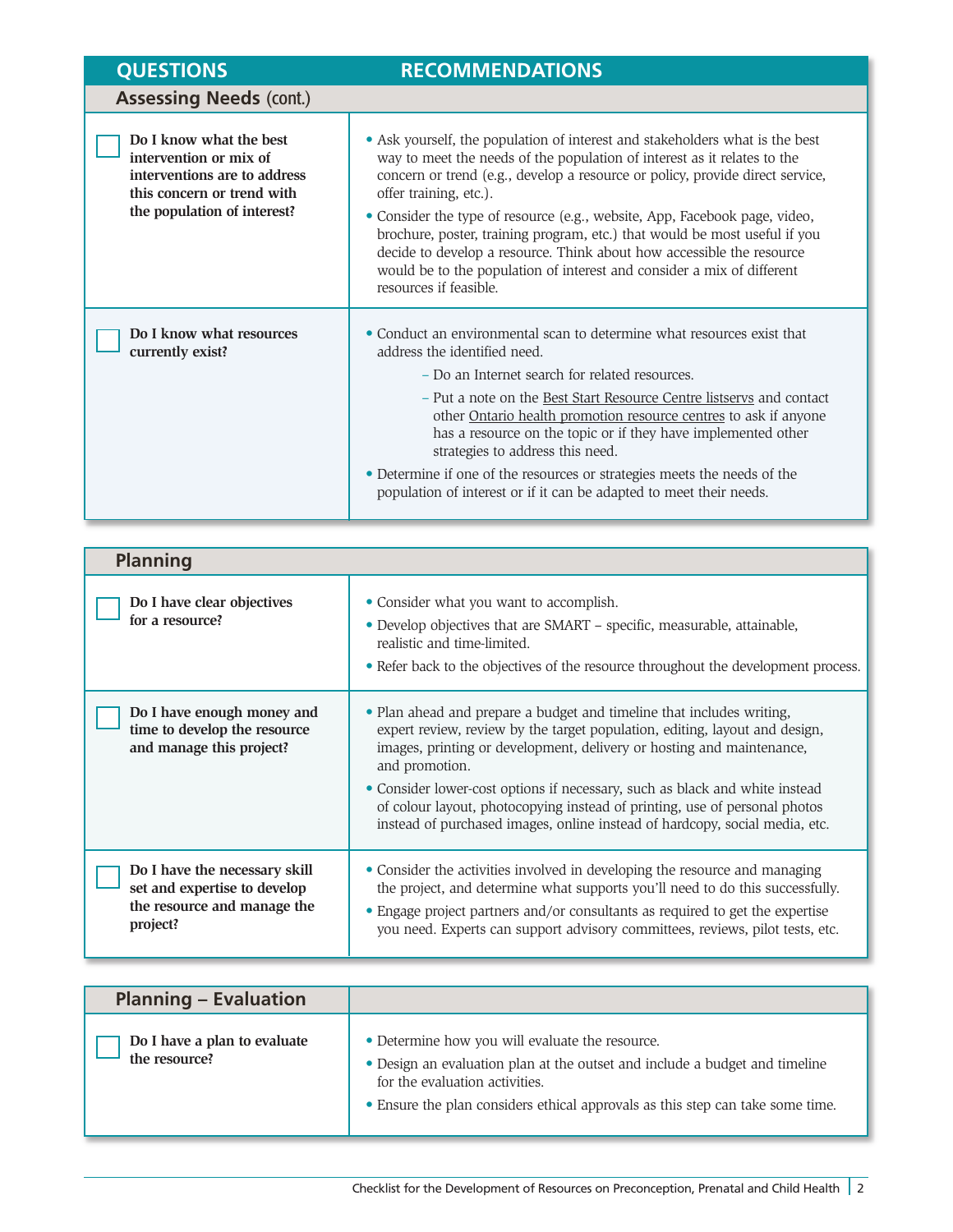| QUESTIONS | RECOMMENDATIONS |
|---|---|
| **Assessing Needs** (cont.) | |
| ☐ **Do I know what the best intervention or mix of interventions are to address this concern or trend with the population of interest?** | • Ask yourself, the population of interest and stakeholders what is the best way to meet the needs of the population of interest as it relates to the concern or trend (e.g., develop a resource or policy, provide direct service, offer training, etc.).<br>• Consider the type of resource (e.g., website, App, Facebook page, video, brochure, poster, training program, etc.) that would be most useful if you decide to develop a resource. Think about how accessible the resource would be to the population of interest and consider a mix of different resources if feasible. |
| ☐ **Do I know what resources currently exist?** | • Conduct an environmental scan to determine what resources exist that address the identified need.<br>– Do an Internet search for related resources.<br>– Put a note on the Best Start Resource Centre listservs and contact other Ontario health promotion resource centres to ask if anyone has a resource on the topic or if they have implemented other strategies to address this need.<br>• Determine if one of the resources or strategies meets the needs of the population of interest or if it can be adapted to meet their needs. |

| **Planning** | |
|---|---|
| ☐ **Do I have clear objectives for a resource?** | • Consider what you want to accomplish.<br>• Develop objectives that are SMART – specific, measurable, attainable, realistic and time-limited.<br>• Refer back to the objectives of the resource throughout the development process. |
| ☐ **Do I have enough money and time to develop the resource and manage this project?** | • Plan ahead and prepare a budget and timeline that includes writing, expert review, review by the target population, editing, layout and design, images, printing or development, delivery or hosting and maintenance, and promotion.<br>• Consider lower-cost options if necessary, such as black and white instead of colour layout, photocopying instead of printing, use of personal photos instead of purchased images, online instead of hardcopy, social media, etc. |
| ☐ **Do I have the necessary skill set and expertise to develop the resource and manage the project?** | • Consider the activities involved in developing the resource and managing the project, and determine what supports you'll need to do this successfully.<br>• Engage project partners and/or consultants as required to get the expertise you need. Experts can support advisory committees, reviews, pilot tests, etc. |

| **Planning – Evaluation** | |
|---|---|
| ☐ **Do I have a plan to evaluate the resource?** | • Determine how you will evaluate the resource.<br>• Design an evaluation plan at the outset and include a budget and timeline for the evaluation activities.<br>• Ensure the plan considers ethical approvals as this step can take some time. |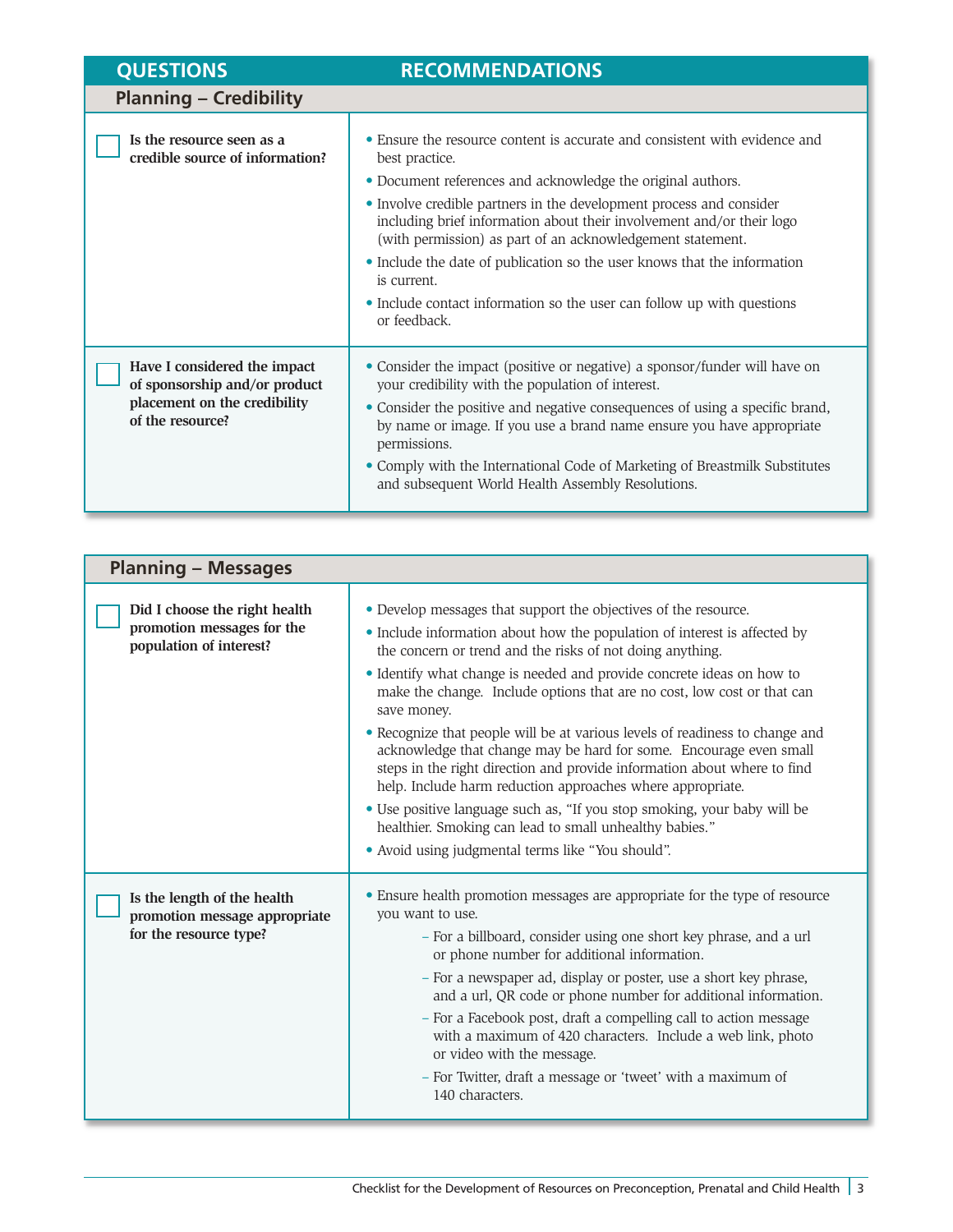| QUESTIONS | RECOMMENDATIONS |
|---|---|
| **Planning – Credibility** | |
| ☐ **Is the resource seen as a credible source of information?** | • Ensure the resource content is accurate and consistent with evidence and best practice.<br>• Document references and acknowledge the original authors.<br>• Involve credible partners in the development process and consider including brief information about their involvement and/or their logo (with permission) as part of an acknowledgement statement.<br>• Include the date of publication so the user knows that the information is current.<br>• Include contact information so the user can follow up with questions or feedback. |
| ☐ **Have I considered the impact of sponsorship and/or product placement on the credibility of the resource?** | • Consider the impact (positive or negative) a sponsor/funder will have on your credibility with the population of interest.<br>• Consider the positive and negative consequences of using a specific brand, by name or image. If you use a brand name ensure you have appropriate permissions.<br>• Comply with the International Code of Marketing of Breastmilk Substitutes and subsequent World Health Assembly Resolutions. |

| Planning – Messages | |
|---|---|
| ☐ **Did I choose the right health promotion messages for the population of interest?** | • Develop messages that support the objectives of the resource.<br>• Include information about how the population of interest is affected by the concern or trend and the risks of not doing anything.<br>• Identify what change is needed and provide concrete ideas on how to make the change. Include options that are no cost, low cost or that can save money.<br>• Recognize that people will be at various levels of readiness to change and acknowledge that change may be hard for some. Encourage even small steps in the right direction and provide information about where to find help. Include harm reduction approaches where appropriate.<br>• Use positive language such as, "If you stop smoking, your baby will be healthier. Smoking can lead to small unhealthy babies."<br>• Avoid using judgmental terms like "You should". |
| ☐ **Is the length of the health promotion message appropriate for the resource type?** | • Ensure health promotion messages are appropriate for the type of resource you want to use.<br>– For a billboard, consider using one short key phrase, and a url or phone number for additional information.<br>– For a newspaper ad, display or poster, use a short key phrase, and a url, QR code or phone number for additional information.<br>– For a Facebook post, draft a compelling call to action message with a maximum of 420 characters. Include a web link, photo or video with the message.<br>– For Twitter, draft a message or 'tweet' with a maximum of 140 characters. |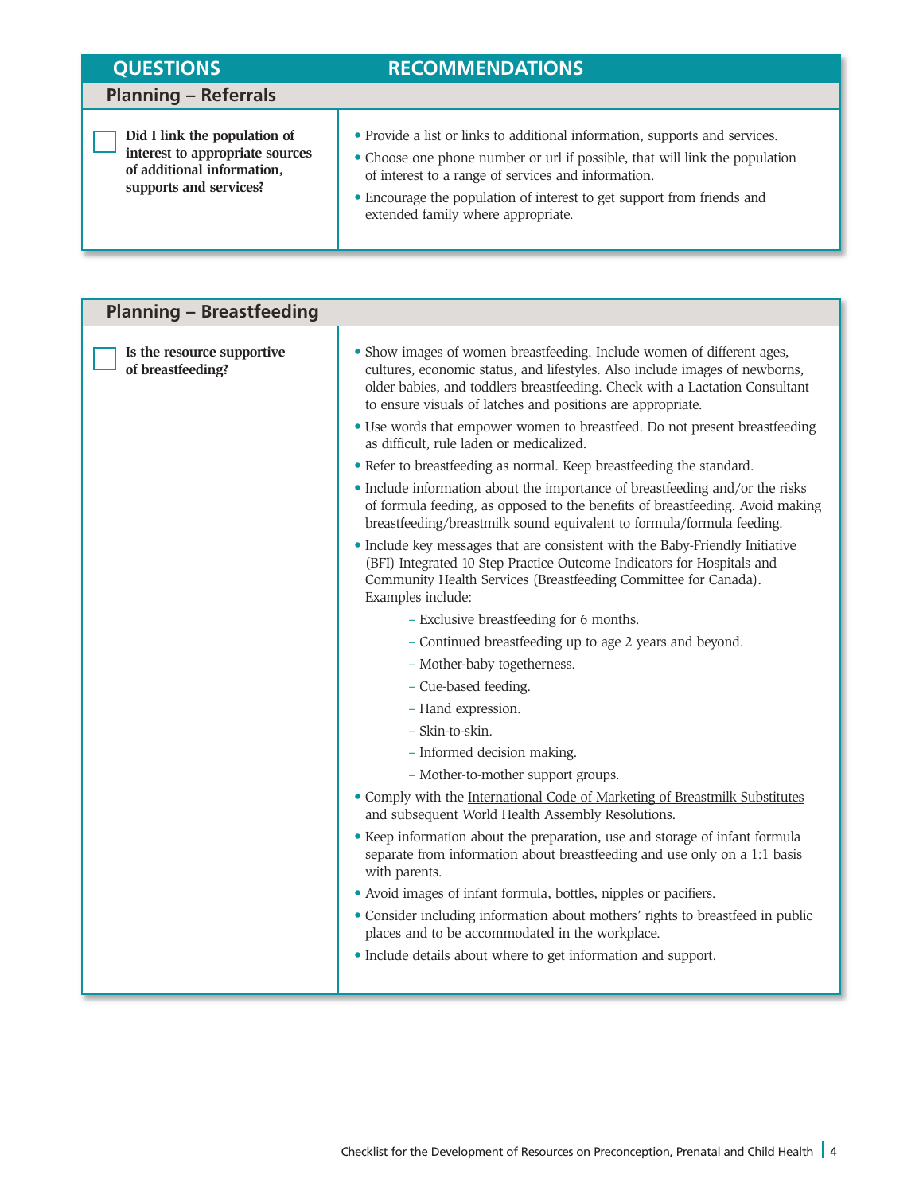| QUESTIONS | RECOMMENDATIONS |
|---|---|
| **Planning – Referrals** | |
| ☐ **Did I link the population of interest to appropriate sources of additional information, supports and services?** | • Provide a list or links to additional information, supports and services.<br>• Choose one phone number or url if possible, that will link the population of interest to a range of services and information.<br>• Encourage the population of interest to get support from friends and extended family where appropriate. |

| **Planning – Breastfeeding** | |
|---|---|
| ☐ **Is the resource supportive of breastfeeding?** | • Show images of women breastfeeding. Include women of different ages, cultures, economic status, and lifestyles. Also include images of newborns, older babies, and toddlers breastfeeding. Check with a Lactation Consultant to ensure visuals of latches and positions are appropriate.<br>• Use words that empower women to breastfeed. Do not present breastfeeding as difficult, rule laden or medicalized.<br>• Refer to breastfeeding as normal. Keep breastfeeding the standard.<br>• Include information about the importance of breastfeeding and/or the risks of formula feeding, as opposed to the benefits of breastfeeding. Avoid making breastfeeding/breastmilk sound equivalent to formula/formula feeding.<br>• Include key messages that are consistent with the Baby-Friendly Initiative (BFI) Integrated 10 Step Practice Outcome Indicators for Hospitals and Community Health Services (Breastfeeding Committee for Canada). Examples include:<br>– Exclusive breastfeeding for 6 months.<br>– Continued breastfeeding up to age 2 years and beyond.<br>– Mother-baby togetherness.<br>– Cue-based feeding.<br>– Hand expression.<br>– Skin-to-skin.<br>– Informed decision making.<br>– Mother-to-mother support groups.<br>• Comply with the International Code of Marketing of Breastmilk Substitutes and subsequent World Health Assembly Resolutions.<br>• Keep information about the preparation, use and storage of infant formula separate from information about breastfeeding and use only on a 1:1 basis with parents.<br>• Avoid images of infant formula, bottles, nipples or pacifiers.<br>• Consider including information about mothers' rights to breastfeed in public places and to be accommodated in the workplace.<br>• Include details about where to get information and support. |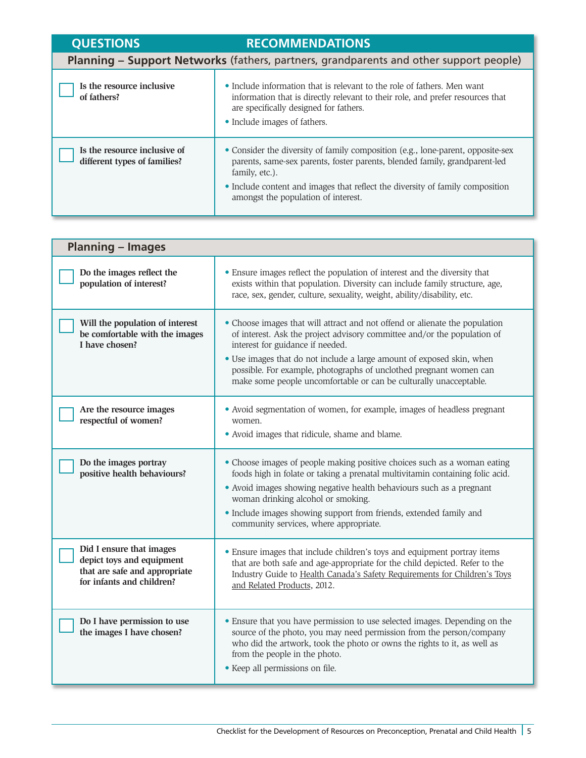| QUESTIONS | RECOMMENDATIONS |
|---|---|
| **Planning – Support Networks** (fathers, partners, grandparents and other support people) | |
| ☐ **Is the resource inclusive of fathers?** | • Include information that is relevant to the role of fathers. Men want information that is directly relevant to their role, and prefer resources that are specifically designed for fathers.<br>• Include images of fathers. |
| ☐ **Is the resource inclusive of different types of families?** | • Consider the diversity of family composition (e.g., lone-parent, opposite-sex parents, same-sex parents, foster parents, blended family, grandparent-led family, etc.).<br>• Include content and images that reflect the diversity of family composition amongst the population of interest. |

| **Planning – Images** | |
|---|---|
| ☐ **Do the images reflect the population of interest?** | • Ensure images reflect the population of interest and the diversity that exists within that population. Diversity can include family structure, age, race, sex, gender, culture, sexuality, weight, ability/disability, etc. |
| ☐ **Will the population of interest be comfortable with the images I have chosen?** | • Choose images that will attract and not offend or alienate the population of interest. Ask the project advisory committee and/or the population of interest for guidance if needed.<br>• Use images that do not include a large amount of exposed skin, when possible. For example, photographs of unclothed pregnant women can make some people uncomfortable or can be culturally unacceptable. |
| ☐ **Are the resource images respectful of women?** | • Avoid segmentation of women, for example, images of headless pregnant women.<br>• Avoid images that ridicule, shame and blame. |
| ☐ **Do the images portray positive health behaviours?** | • Choose images of people making positive choices such as a woman eating foods high in folate or taking a prenatal multivitamin containing folic acid.<br>• Avoid images showing negative health behaviours such as a pregnant woman drinking alcohol or smoking.<br>• Include images showing support from friends, extended family and community services, where appropriate. |
| ☐ **Did I ensure that images depict toys and equipment that are safe and appropriate for infants and children?** | • Ensure images that include children's toys and equipment portray items that are both safe and age-appropriate for the child depicted. Refer to the Industry Guide to Health Canada's Safety Requirements for Children's Toys and Related Products, 2012. |
| ☐ **Do I have permission to use the images I have chosen?** | • Ensure that you have permission to use selected images. Depending on the source of the photo, you may need permission from the person/company who did the artwork, took the photo or owns the rights to it, as well as from the people in the photo.<br>• Keep all permissions on file. |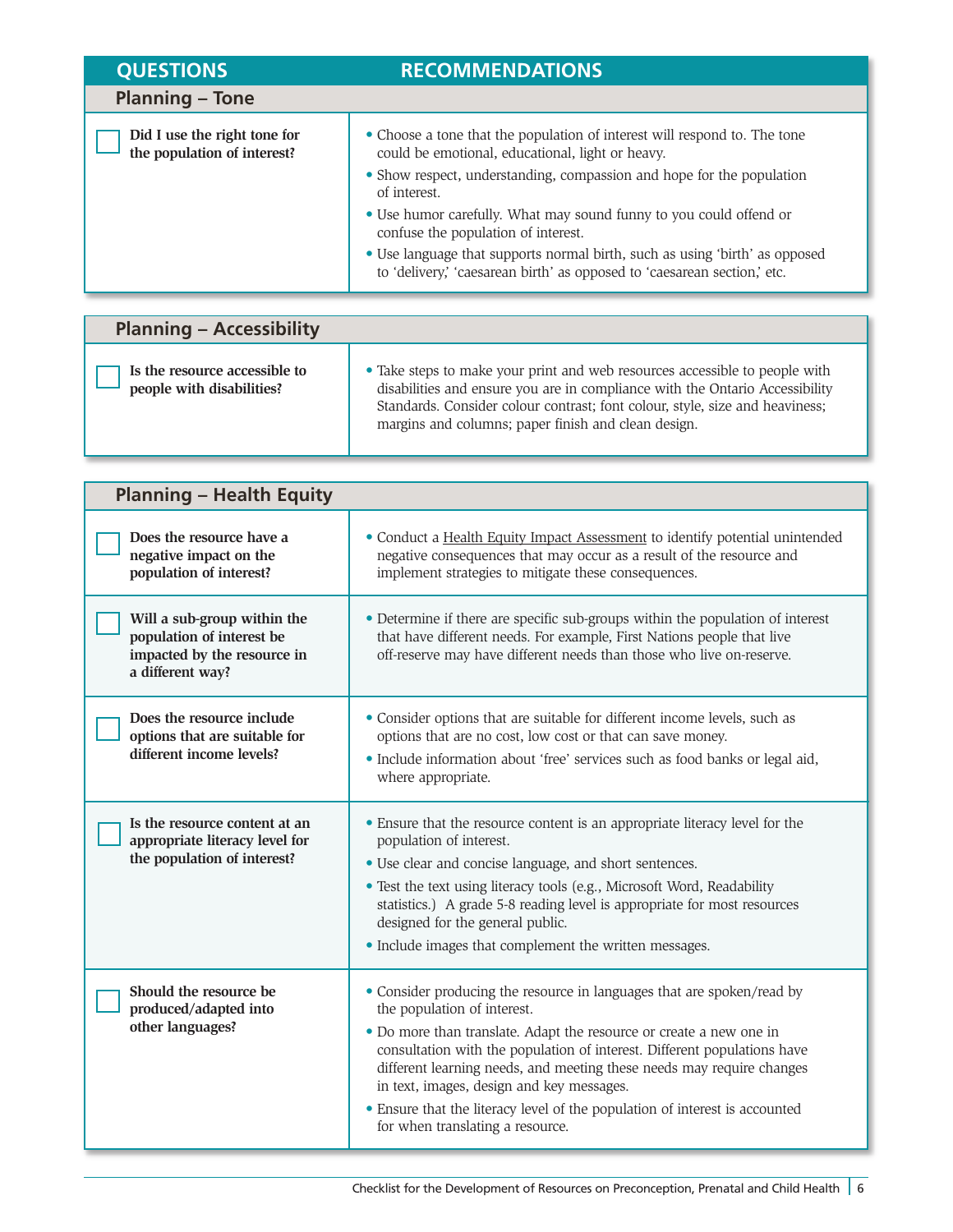| QUESTIONS | RECOMMENDATIONS |
|---|---|
| **Planning – Tone** | |
| ☐ **Did I use the right tone for the population of interest?** | • Choose a tone that the population of interest will respond to. The tone could be emotional, educational, light or heavy.<br>• Show respect, understanding, compassion and hope for the population of interest.<br>• Use humor carefully. What may sound funny to you could offend or confuse the population of interest.<br>• Use language that supports normal birth, such as using 'birth' as opposed to 'delivery,' 'caesarean birth' as opposed to 'caesarean section,' etc. |

| **Planning – Accessibility** | |
|---|---|
| ☐ **Is the resource accessible to people with disabilities?** | • Take steps to make your print and web resources accessible to people with disabilities and ensure you are in compliance with the Ontario Accessibility Standards. Consider colour contrast; font colour, style, size and heaviness; margins and columns; paper finish and clean design. |

| **Planning – Health Equity** | |
|---|---|
| ☐ **Does the resource have a negative impact on the population of interest?** | • Conduct a Health Equity Impact Assessment to identify potential unintended negative consequences that may occur as a result of the resource and implement strategies to mitigate these consequences. |
| ☐ **Will a sub-group within the population of interest be impacted by the resource in a different way?** | • Determine if there are specific sub-groups within the population of interest that have different needs. For example, First Nations people that live off-reserve may have different needs than those who live on-reserve. |
| ☐ **Does the resource include options that are suitable for different income levels?** | • Consider options that are suitable for different income levels, such as options that are no cost, low cost or that can save money.<br>• Include information about 'free' services such as food banks or legal aid, where appropriate. |
| ☐ **Is the resource content at an appropriate literacy level for the population of interest?** | • Ensure that the resource content is an appropriate literacy level for the population of interest.<br>• Use clear and concise language, and short sentences.<br>• Test the text using literacy tools (e.g., Microsoft Word, Readability statistics.) A grade 5-8 reading level is appropriate for most resources designed for the general public.<br>• Include images that complement the written messages. |
| ☐ **Should the resource be produced/adapted into other languages?** | • Consider producing the resource in languages that are spoken/read by the population of interest.<br>• Do more than translate. Adapt the resource or create a new one in consultation with the population of interest. Different populations have different learning needs, and meeting these needs may require changes in text, images, design and key messages.<br>• Ensure that the literacy level of the population of interest is accounted for when translating a resource. |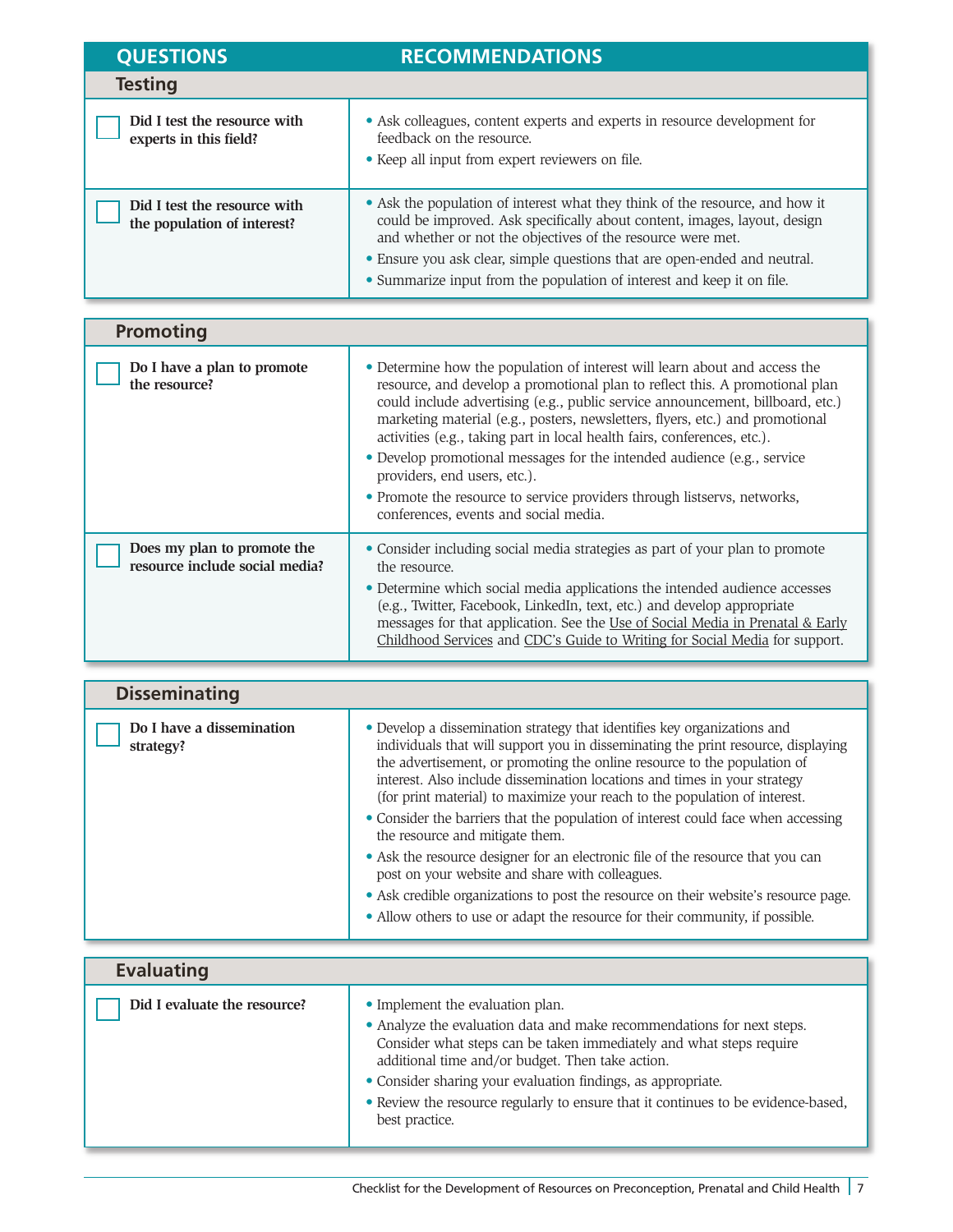| QUESTIONS | RECOMMENDATIONS |
|---|---|
| **Testing** | |
| ☐ **Did I test the resource with experts in this field?** | • Ask colleagues, content experts and experts in resource development for feedback on the resource.<br>• Keep all input from expert reviewers on file. |
| ☐ **Did I test the resource with the population of interest?** | • Ask the population of interest what they think of the resource, and how it could be improved. Ask specifically about content, images, layout, design and whether or not the objectives of the resource were met.<br>• Ensure you ask clear, simple questions that are open-ended and neutral.<br>• Summarize input from the population of interest and keep it on file. |

| **Promoting** | |
|---|---|
| ☐ **Do I have a plan to promote the resource?** | • Determine how the population of interest will learn about and access the resource, and develop a promotional plan to reflect this. A promotional plan could include advertising (e.g., public service announcement, billboard, etc.) marketing material (e.g., posters, newsletters, flyers, etc.) and promotional activities (e.g., taking part in local health fairs, conferences, etc.).<br>• Develop promotional messages for the intended audience (e.g., service providers, end users, etc.).<br>• Promote the resource to service providers through listservs, networks, conferences, events and social media. |
| ☐ **Does my plan to promote the resource include social media?** | • Consider including social media strategies as part of your plan to promote the resource.<br>• Determine which social media applications the intended audience accesses (e.g., Twitter, Facebook, LinkedIn, text, etc.) and develop appropriate messages for that application. See the Use of Social Media in Prenatal & Early Childhood Services and CDC's Guide to Writing for Social Media for support. |

| **Disseminating** | |
|---|---|
| ☐ **Do I have a dissemination strategy?** | • Develop a dissemination strategy that identifies key organizations and individuals that will support you in disseminating the print resource, displaying the advertisement, or promoting the online resource to the population of interest. Also include dissemination locations and times in your strategy (for print material) to maximize your reach to the population of interest.<br>• Consider the barriers that the population of interest could face when accessing the resource and mitigate them.<br>• Ask the resource designer for an electronic file of the resource that you can post on your website and share with colleagues.<br>• Ask credible organizations to post the resource on their website's resource page.<br>• Allow others to use or adapt the resource for their community, if possible. |

| **Evaluating** | |
|---|---|
| ☐ **Did I evaluate the resource?** | • Implement the evaluation plan.<br>• Analyze the evaluation data and make recommendations for next steps. Consider what steps can be taken immediately and what steps require additional time and/or budget. Then take action.<br>• Consider sharing your evaluation findings, as appropriate.<br>• Review the resource regularly to ensure that it continues to be evidence-based, best practice. |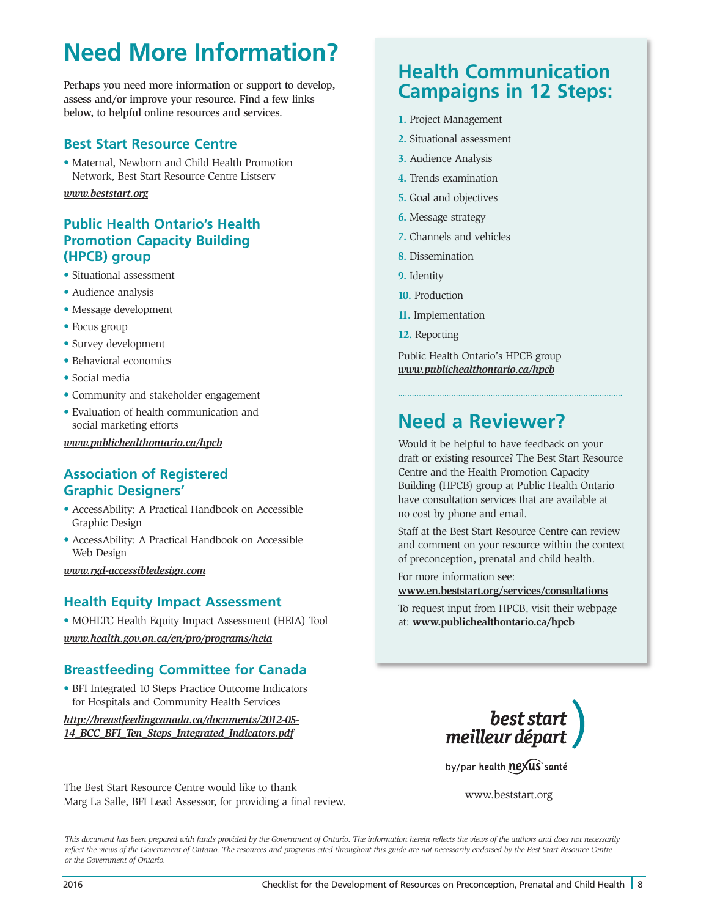# Need More Information?

Perhaps you need more information or support to develop, assess and/or improve your resource. Find a few links below, to helpful online resources and services.

## Best Start Resource Centre

- Maternal, Newborn and Child Health Promotion Network, Best Start Resource Centre Listserv

*www.beststart.org*

## Public Health Ontario's Health Promotion Capacity Building (HPCB) group

- Situational assessment
- Audience analysis
- Message development
- Focus group
- Survey development
- Behavioral economics
- Social media
- Community and stakeholder engagement
- Evaluation of health communication and social marketing efforts

*www.publichealthontario.ca/hpcb*

## Association of Registered Graphic Designers'

- AccessAbility: A Practical Handbook on Accessible Graphic Design
- AccessAbility: A Practical Handbook on Accessible Web Design

*www.rgd-accessibledesign.com*

## Health Equity Impact Assessment

- MOHLTC Health Equity Impact Assessment (HEIA) Tool

*www.health.gov.on.ca/en/pro/programs/heia*

## Breastfeeding Committee for Canada

- BFI Integrated 10 Steps Practice Outcome Indicators for Hospitals and Community Health Services

*http://breastfeedingcanada.ca/documents/2012-05-14_BCC_BFI_Ten_Steps_Integrated_Indicators.pdf*

The Best Start Resource Centre would like to thank Marg La Salle, BFI Lead Assessor, for providing a final review.

## Health Communication Campaigns in 12 Steps:

1. Project Management
2. Situational assessment
3. Audience Analysis
4. Trends examination
5. Goal and objectives
6. Message strategy
7. Channels and vehicles
8. Dissemination
9. Identity
10. Production
11. Implementation
12. Reporting

Public Health Ontario's HPCB group
*www.publichealthontario.ca/hpcb*

## Need a Reviewer?

Would it be helpful to have feedback on your draft or existing resource? The Best Start Resource Centre and the Health Promotion Capacity Building (HPCB) group at Public Health Ontario have consultation services that are available at no cost by phone and email.

Staff at the Best Start Resource Centre can review and comment on your resource within the context of preconception, prenatal and child health.

For more information see:
**www.en.beststart.org/services/consultations**

To request input from HPCB, visit their webpage at: **www.publichealthontario.ca/hpcb**

best start
meilleur départ
by/par health nexus santé

www.beststart.org

*This document has been prepared with funds provided by the Government of Ontario. The information herein reflects the views of the authors and does not necessarily reflect the views of the Government of Ontario. The resources and programs cited throughout this guide are not necessarily endorsed by the Best Start Resource Centre or the Government of Ontario.*